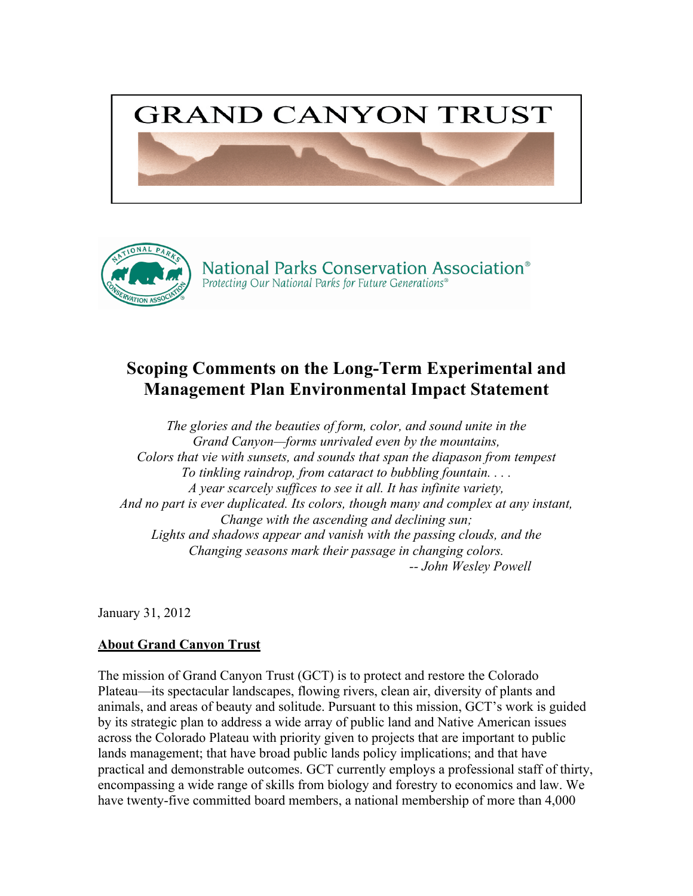# GRAND CANYON TRUST

National Parks Conservation Association®
Protecting Our National Parks for Future Generations®

# Scoping Comments on the Long-Term Experimental and Management Plan Environmental Impact Statement

*The glories and the beauties of form, color, and sound unite in the*
*Grand Canyon—forms unrivaled even by the mountains,*
*Colors that vie with sunsets, and sounds that span the diapason from tempest*
*To tinkling raindrop, from cataract to bubbling fountain. . . .*
*A year scarcely suffices to see it all. It has infinite variety,*
*And no part is ever duplicated. Its colors, though many and complex at any instant,*
*Change with the ascending and declining sun;*
*Lights and shadows appear and vanish with the passing clouds, and the*
*Changing seasons mark their passage in changing colors.*
*-- John Wesley Powell*

January 31, 2012

**About Grand Canyon Trust**

The mission of Grand Canyon Trust (GCT) is to protect and restore the Colorado Plateau—its spectacular landscapes, flowing rivers, clean air, diversity of plants and animals, and areas of beauty and solitude. Pursuant to this mission, GCT's work is guided by its strategic plan to address a wide array of public land and Native American issues across the Colorado Plateau with priority given to projects that are important to public lands management; that have broad public lands policy implications; and that have practical and demonstrable outcomes. GCT currently employs a professional staff of thirty, encompassing a wide range of skills from biology and forestry to economics and law. We have twenty-five committed board members, a national membership of more than 4,000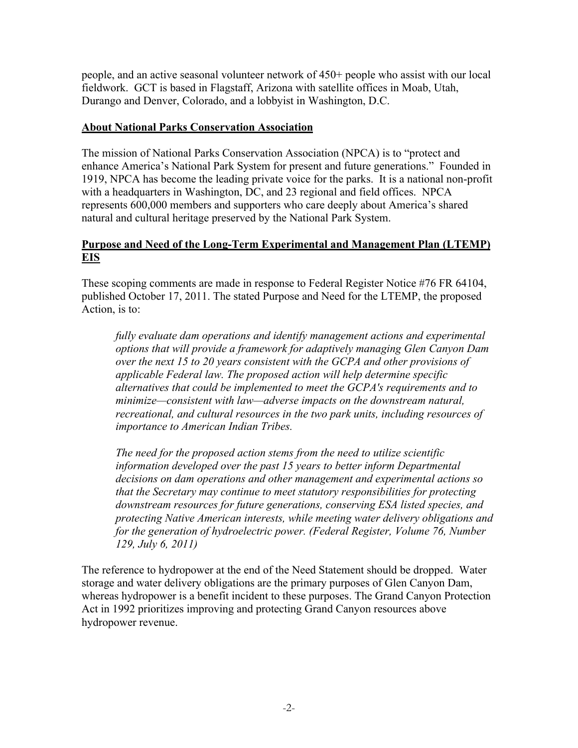people, and an active seasonal volunteer network of 450+ people who assist with our local fieldwork. GCT is based in Flagstaff, Arizona with satellite offices in Moab, Utah, Durango and Denver, Colorado, and a lobbyist in Washington, D.C.

**About National Parks Conservation Association**

The mission of National Parks Conservation Association (NPCA) is to "protect and enhance America's National Park System for present and future generations." Founded in 1919, NPCA has become the leading private voice for the parks. It is a national non-profit with a headquarters in Washington, DC, and 23 regional and field offices. NPCA represents 600,000 members and supporters who care deeply about America's shared natural and cultural heritage preserved by the National Park System.

**Purpose and Need of the Long-Term Experimental and Management Plan (LTEMP) EIS**

These scoping comments are made in response to Federal Register Notice #76 FR 64104, published October 17, 2011. The stated Purpose and Need for the LTEMP, the proposed Action, is to:

> *fully evaluate dam operations and identify management actions and experimental options that will provide a framework for adaptively managing Glen Canyon Dam over the next 15 to 20 years consistent with the GCPA and other provisions of applicable Federal law. The proposed action will help determine specific alternatives that could be implemented to meet the GCPA's requirements and to minimize—consistent with law—adverse impacts on the downstream natural, recreational, and cultural resources in the two park units, including resources of importance to American Indian Tribes.*
>
> *The need for the proposed action stems from the need to utilize scientific information developed over the past 15 years to better inform Departmental decisions on dam operations and other management and experimental actions so that the Secretary may continue to meet statutory responsibilities for protecting downstream resources for future generations, conserving ESA listed species, and protecting Native American interests, while meeting water delivery obligations and for the generation of hydroelectric power. (Federal Register, Volume 76, Number 129, July 6, 2011)*

The reference to hydropower at the end of the Need Statement should be dropped. Water storage and water delivery obligations are the primary purposes of Glen Canyon Dam, whereas hydropower is a benefit incident to these purposes. The Grand Canyon Protection Act in 1992 prioritizes improving and protecting Grand Canyon resources above hydropower revenue.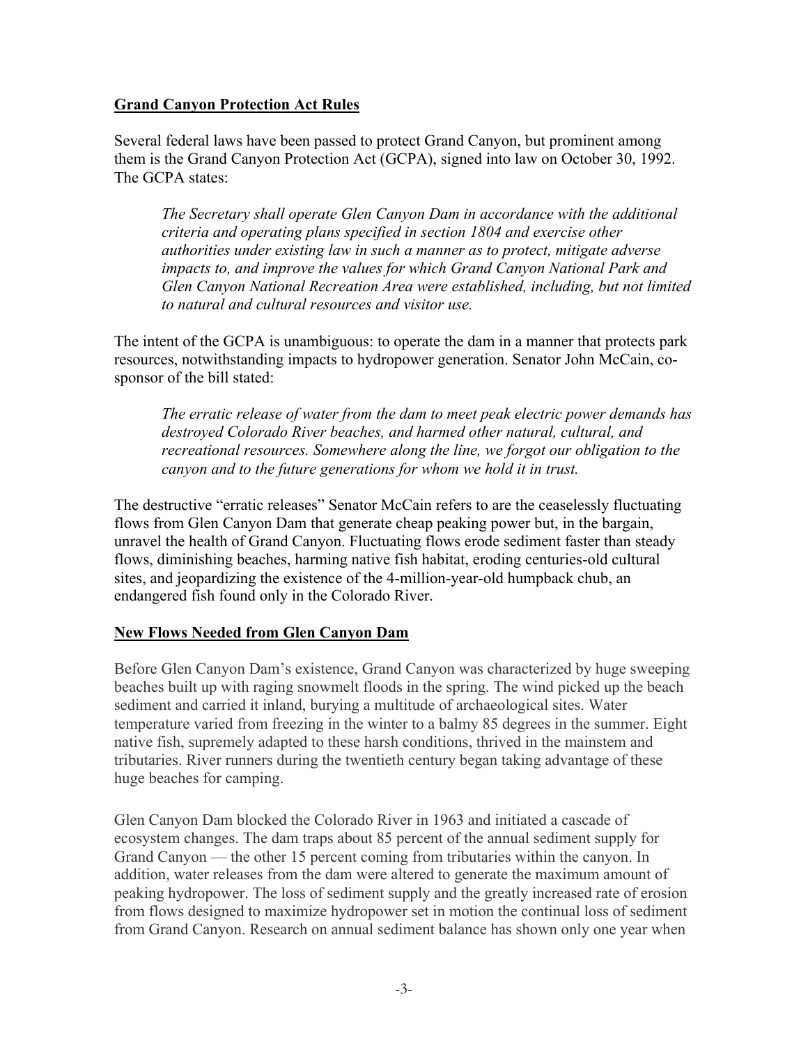## **Grand Canyon Protection Act Rules**

Several federal laws have been passed to protect Grand Canyon, but prominent among them is the Grand Canyon Protection Act (GCPA), signed into law on October 30, 1992. The GCPA states:

> *The Secretary shall operate Glen Canyon Dam in accordance with the additional criteria and operating plans specified in section 1804 and exercise other authorities under existing law in such a manner as to protect, mitigate adverse impacts to, and improve the values for which Grand Canyon National Park and Glen Canyon National Recreation Area were established, including, but not limited to natural and cultural resources and visitor use.*

The intent of the GCPA is unambiguous: to operate the dam in a manner that protects park resources, notwithstanding impacts to hydropower generation. Senator John McCain, co-sponsor of the bill stated:

> *The erratic release of water from the dam to meet peak electric power demands has destroyed Colorado River beaches, and harmed other natural, cultural, and recreational resources. Somewhere along the line, we forgot our obligation to the canyon and to the future generations for whom we hold it in trust.*

The destructive "erratic releases" Senator McCain refers to are the ceaselessly fluctuating flows from Glen Canyon Dam that generate cheap peaking power but, in the bargain, unravel the health of Grand Canyon. Fluctuating flows erode sediment faster than steady flows, diminishing beaches, harming native fish habitat, eroding centuries-old cultural sites, and jeopardizing the existence of the 4-million-year-old humpback chub, an endangered fish found only in the Colorado River.

## **New Flows Needed from Glen Canyon Dam**

Before Glen Canyon Dam's existence, Grand Canyon was characterized by huge sweeping beaches built up with raging snowmelt floods in the spring. The wind picked up the beach sediment and carried it inland, burying a multitude of archaeological sites. Water temperature varied from freezing in the winter to a balmy 85 degrees in the summer. Eight native fish, supremely adapted to these harsh conditions, thrived in the mainstem and tributaries. River runners during the twentieth century began taking advantage of these huge beaches for camping.

Glen Canyon Dam blocked the Colorado River in 1963 and initiated a cascade of ecosystem changes. The dam traps about 85 percent of the annual sediment supply for Grand Canyon — the other 15 percent coming from tributaries within the canyon. In addition, water releases from the dam were altered to generate the maximum amount of peaking hydropower. The loss of sediment supply and the greatly increased rate of erosion from flows designed to maximize hydropower set in motion the continual loss of sediment from Grand Canyon. Research on annual sediment balance has shown only one year when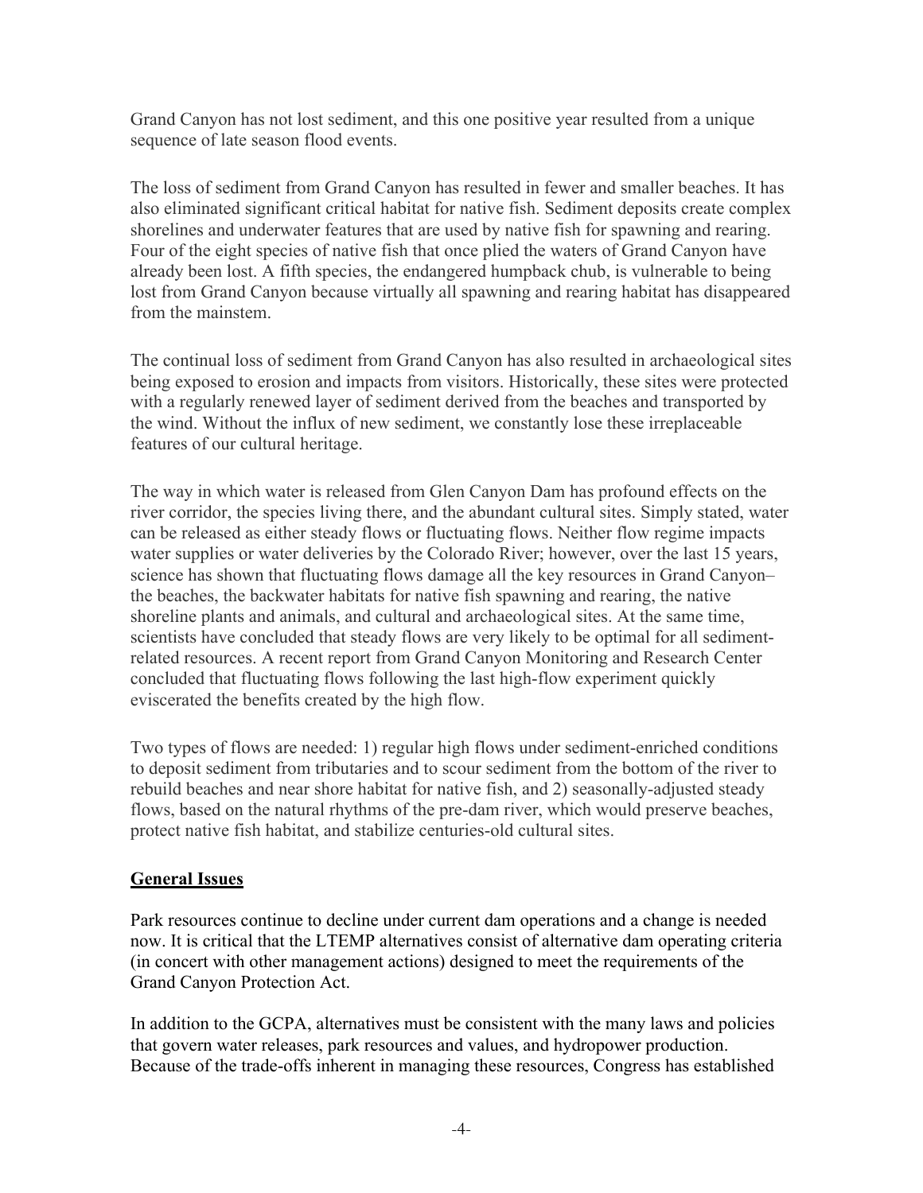Grand Canyon has not lost sediment, and this one positive year resulted from a unique sequence of late season flood events.

The loss of sediment from Grand Canyon has resulted in fewer and smaller beaches. It has also eliminated significant critical habitat for native fish. Sediment deposits create complex shorelines and underwater features that are used by native fish for spawning and rearing. Four of the eight species of native fish that once plied the waters of Grand Canyon have already been lost. A fifth species, the endangered humpback chub, is vulnerable to being lost from Grand Canyon because virtually all spawning and rearing habitat has disappeared from the mainstem.

The continual loss of sediment from Grand Canyon has also resulted in archaeological sites being exposed to erosion and impacts from visitors. Historically, these sites were protected with a regularly renewed layer of sediment derived from the beaches and transported by the wind. Without the influx of new sediment, we constantly lose these irreplaceable features of our cultural heritage.

The way in which water is released from Glen Canyon Dam has profound effects on the river corridor, the species living there, and the abundant cultural sites. Simply stated, water can be released as either steady flows or fluctuating flows. Neither flow regime impacts water supplies or water deliveries by the Colorado River; however, over the last 15 years, science has shown that fluctuating flows damage all the key resources in Grand Canyon– the beaches, the backwater habitats for native fish spawning and rearing, the native shoreline plants and animals, and cultural and archaeological sites. At the same time, scientists have concluded that steady flows are very likely to be optimal for all sediment-related resources. A recent report from Grand Canyon Monitoring and Research Center concluded that fluctuating flows following the last high-flow experiment quickly eviscerated the benefits created by the high flow.

Two types of flows are needed: 1) regular high flows under sediment-enriched conditions to deposit sediment from tributaries and to scour sediment from the bottom of the river to rebuild beaches and near shore habitat for native fish, and 2) seasonally-adjusted steady flows, based on the natural rhythms of the pre-dam river, which would preserve beaches, protect native fish habitat, and stabilize centuries-old cultural sites.

## General Issues

Park resources continue to decline under current dam operations and a change is needed now. It is critical that the LTEMP alternatives consist of alternative dam operating criteria (in concert with other management actions) designed to meet the requirements of the Grand Canyon Protection Act.

In addition to the GCPA, alternatives must be consistent with the many laws and policies that govern water releases, park resources and values, and hydropower production. Because of the trade-offs inherent in managing these resources, Congress has established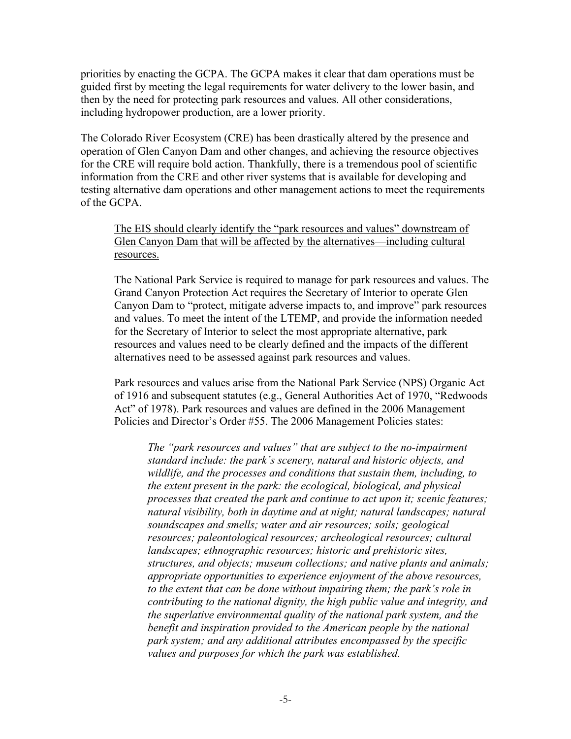priorities by enacting the GCPA. The GCPA makes it clear that dam operations must be guided first by meeting the legal requirements for water delivery to the lower basin, and then by the need for protecting park resources and values. All other considerations, including hydropower production, are a lower priority.

The Colorado River Ecosystem (CRE) has been drastically altered by the presence and operation of Glen Canyon Dam and other changes, and achieving the resource objectives for the CRE will require bold action. Thankfully, there is a tremendous pool of scientific information from the CRE and other river systems that is available for developing and testing alternative dam operations and other management actions to meet the requirements of the GCPA.

> <u>The EIS should clearly identify the "park resources and values" downstream of Glen Canyon Dam that will be affected by the alternatives—including cultural resources.</u>
>
> The National Park Service is required to manage for park resources and values. The Grand Canyon Protection Act requires the Secretary of Interior to operate Glen Canyon Dam to "protect, mitigate adverse impacts to, and improve" park resources and values. To meet the intent of the LTEMP, and provide the information needed for the Secretary of Interior to select the most appropriate alternative, park resources and values need to be clearly defined and the impacts of the different alternatives need to be assessed against park resources and values.
>
> Park resources and values arise from the National Park Service (NPS) Organic Act of 1916 and subsequent statutes (e.g., General Authorities Act of 1970, "Redwoods Act" of 1978). Park resources and values are defined in the 2006 Management Policies and Director's Order #55. The 2006 Management Policies states:
>
>> *The "park resources and values" that are subject to the no-impairment standard include: the park's scenery, natural and historic objects, and wildlife, and the processes and conditions that sustain them, including, to the extent present in the park: the ecological, biological, and physical processes that created the park and continue to act upon it; scenic features; natural visibility, both in daytime and at night; natural landscapes; natural soundscapes and smells; water and air resources; soils; geological resources; paleontological resources; archeological resources; cultural landscapes; ethnographic resources; historic and prehistoric sites, structures, and objects; museum collections; and native plants and animals; appropriate opportunities to experience enjoyment of the above resources, to the extent that can be done without impairing them; the park's role in contributing to the national dignity, the high public value and integrity, and the superlative environmental quality of the national park system, and the benefit and inspiration provided to the American people by the national park system; and any additional attributes encompassed by the specific values and purposes for which the park was established.*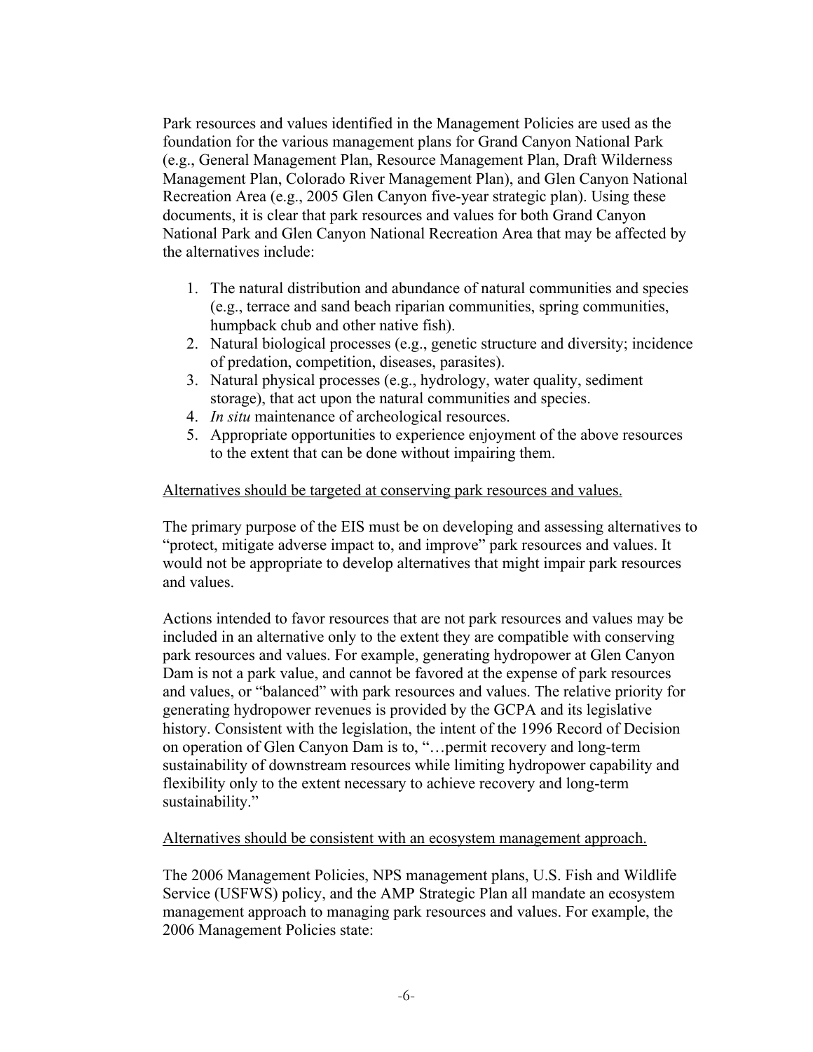Park resources and values identified in the Management Policies are used as the foundation for the various management plans for Grand Canyon National Park (e.g., General Management Plan, Resource Management Plan, Draft Wilderness Management Plan, Colorado River Management Plan), and Glen Canyon National Recreation Area (e.g., 2005 Glen Canyon five-year strategic plan). Using these documents, it is clear that park resources and values for both Grand Canyon National Park and Glen Canyon National Recreation Area that may be affected by the alternatives include:

1. The natural distribution and abundance of natural communities and species (e.g., terrace and sand beach riparian communities, spring communities, humpback chub and other native fish).
2. Natural biological processes (e.g., genetic structure and diversity; incidence of predation, competition, diseases, parasites).
3. Natural physical processes (e.g., hydrology, water quality, sediment storage), that act upon the natural communities and species.
4. *In situ* maintenance of archeological resources.
5. Appropriate opportunities to experience enjoyment of the above resources to the extent that can be done without impairing them.

<u>Alternatives should be targeted at conserving park resources and values.</u>

The primary purpose of the EIS must be on developing and assessing alternatives to "protect, mitigate adverse impact to, and improve" park resources and values. It would not be appropriate to develop alternatives that might impair park resources and values.

Actions intended to favor resources that are not park resources and values may be included in an alternative only to the extent they are compatible with conserving park resources and values. For example, generating hydropower at Glen Canyon Dam is not a park value, and cannot be favored at the expense of park resources and values, or "balanced" with park resources and values. The relative priority for generating hydropower revenues is provided by the GCPA and its legislative history. Consistent with the legislation, the intent of the 1996 Record of Decision on operation of Glen Canyon Dam is to, "…permit recovery and long-term sustainability of downstream resources while limiting hydropower capability and flexibility only to the extent necessary to achieve recovery and long-term sustainability."

<u>Alternatives should be consistent with an ecosystem management approach.</u>

The 2006 Management Policies, NPS management plans, U.S. Fish and Wildlife Service (USFWS) policy, and the AMP Strategic Plan all mandate an ecosystem management approach to managing park resources and values. For example, the 2006 Management Policies state: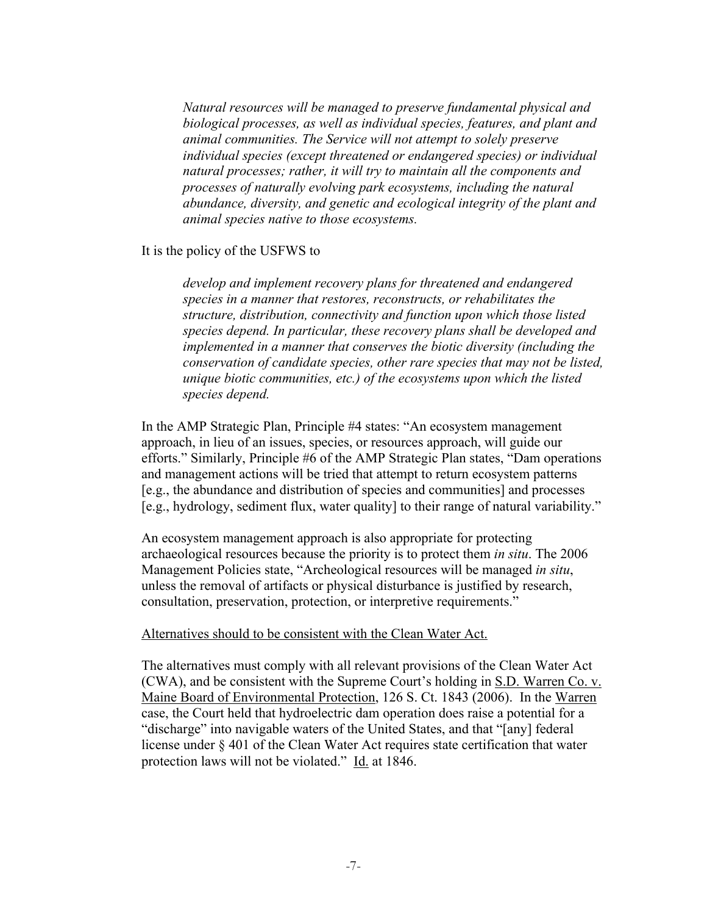> *Natural resources will be managed to preserve fundamental physical and biological processes, as well as individual species, features, and plant and animal communities. The Service will not attempt to solely preserve individual species (except threatened or endangered species) or individual natural processes; rather, it will try to maintain all the components and processes of naturally evolving park ecosystems, including the natural abundance, diversity, and genetic and ecological integrity of the plant and animal species native to those ecosystems.*

It is the policy of the USFWS to

> *develop and implement recovery plans for threatened and endangered species in a manner that restores, reconstructs, or rehabilitates the structure, distribution, connectivity and function upon which those listed species depend. In particular, these recovery plans shall be developed and implemented in a manner that conserves the biotic diversity (including the conservation of candidate species, other rare species that may not be listed, unique biotic communities, etc.) of the ecosystems upon which the listed species depend.*

In the AMP Strategic Plan, Principle #4 states: "An ecosystem management approach, in lieu of an issues, species, or resources approach, will guide our efforts." Similarly, Principle #6 of the AMP Strategic Plan states, "Dam operations and management actions will be tried that attempt to return ecosystem patterns [e.g., the abundance and distribution of species and communities] and processes [e.g., hydrology, sediment flux, water quality] to their range of natural variability."

An ecosystem management approach is also appropriate for protecting archaeological resources because the priority is to protect them *in situ*. The 2006 Management Policies state, "Archeological resources will be managed *in situ*, unless the removal of artifacts or physical disturbance is justified by research, consultation, preservation, protection, or interpretive requirements."

<u>Alternatives should to be consistent with the Clean Water Act.</u>

The alternatives must comply with all relevant provisions of the Clean Water Act (CWA), and be consistent with the Supreme Court's holding in <u>S.D. Warren Co. v. Maine Board of Environmental Protection</u>, 126 S. Ct. 1843 (2006). In the <u>Warren</u> case, the Court held that hydroelectric dam operation does raise a potential for a "discharge" into navigable waters of the United States, and that "[any] federal license under § 401 of the Clean Water Act requires state certification that water protection laws will not be violated." <u>Id.</u> at 1846.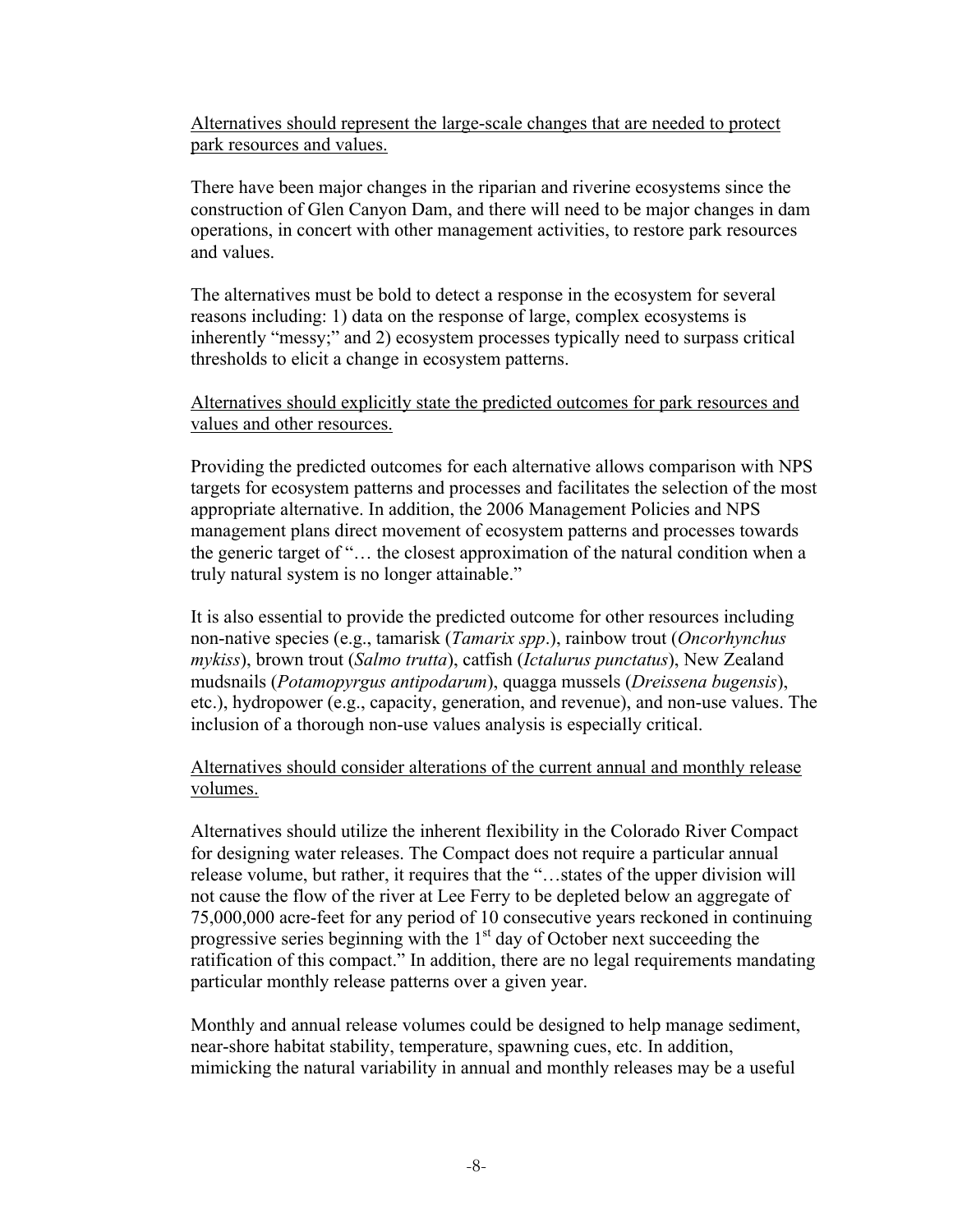<u>Alternatives should represent the large-scale changes that are needed to protect park resources and values.</u>

There have been major changes in the riparian and riverine ecosystems since the construction of Glen Canyon Dam, and there will need to be major changes in dam operations, in concert with other management activities, to restore park resources and values.

The alternatives must be bold to detect a response in the ecosystem for several reasons including: 1) data on the response of large, complex ecosystems is inherently "messy;" and 2) ecosystem processes typically need to surpass critical thresholds to elicit a change in ecosystem patterns.

<u>Alternatives should explicitly state the predicted outcomes for park resources and values and other resources.</u>

Providing the predicted outcomes for each alternative allows comparison with NPS targets for ecosystem patterns and processes and facilitates the selection of the most appropriate alternative. In addition, the 2006 Management Policies and NPS management plans direct movement of ecosystem patterns and processes towards the generic target of "… the closest approximation of the natural condition when a truly natural system is no longer attainable."

It is also essential to provide the predicted outcome for other resources including non-native species (e.g., tamarisk (*Tamarix spp*.), rainbow trout (*Oncorhynchus mykiss*), brown trout (*Salmo trutta*), catfish (*Ictalurus punctatus*), New Zealand mudsnails (*Potamopyrgus antipodarum*), quagga mussels (*Dreissena bugensis*), etc.), hydropower (e.g., capacity, generation, and revenue), and non-use values. The inclusion of a thorough non-use values analysis is especially critical.

<u>Alternatives should consider alterations of the current annual and monthly release volumes.</u>

Alternatives should utilize the inherent flexibility in the Colorado River Compact for designing water releases. The Compact does not require a particular annual release volume, but rather, it requires that the "…states of the upper division will not cause the flow of the river at Lee Ferry to be depleted below an aggregate of 75,000,000 acre-feet for any period of 10 consecutive years reckoned in continuing progressive series beginning with the 1st day of October next succeeding the ratification of this compact." In addition, there are no legal requirements mandating particular monthly release patterns over a given year.

Monthly and annual release volumes could be designed to help manage sediment, near-shore habitat stability, temperature, spawning cues, etc. In addition, mimicking the natural variability in annual and monthly releases may be a useful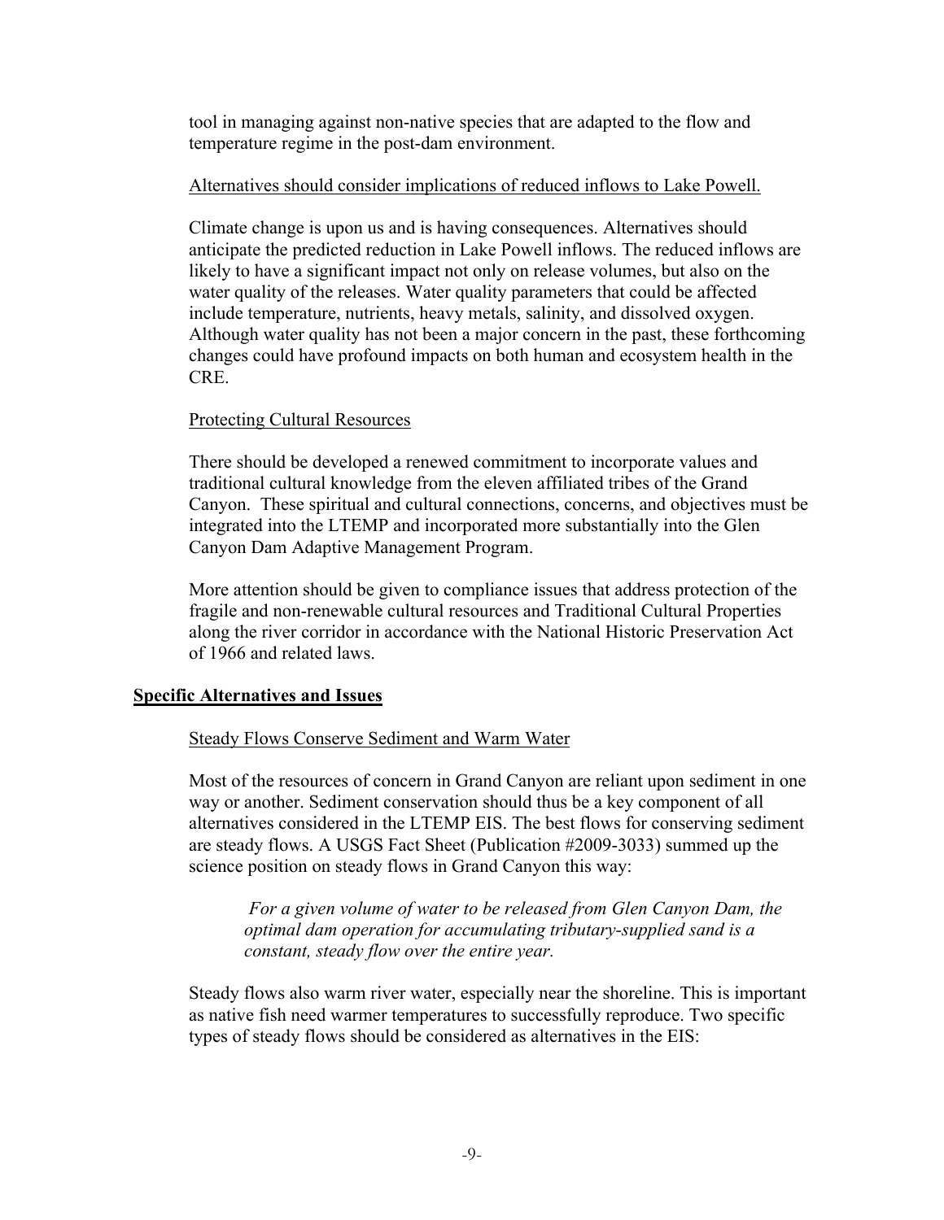tool in managing against non-native species that are adapted to the flow and temperature regime in the post-dam environment.

Alternatives should consider implications of reduced inflows to Lake Powell.

Climate change is upon us and is having consequences. Alternatives should anticipate the predicted reduction in Lake Powell inflows. The reduced inflows are likely to have a significant impact not only on release volumes, but also on the water quality of the releases. Water quality parameters that could be affected include temperature, nutrients, heavy metals, salinity, and dissolved oxygen. Although water quality has not been a major concern in the past, these forthcoming changes could have profound impacts on both human and ecosystem health in the CRE.

Protecting Cultural Resources

There should be developed a renewed commitment to incorporate values and traditional cultural knowledge from the eleven affiliated tribes of the Grand Canyon. These spiritual and cultural connections, concerns, and objectives must be integrated into the LTEMP and incorporated more substantially into the Glen Canyon Dam Adaptive Management Program.

More attention should be given to compliance issues that address protection of the fragile and non-renewable cultural resources and Traditional Cultural Properties along the river corridor in accordance with the National Historic Preservation Act of 1966 and related laws.

## Specific Alternatives and Issues

Steady Flows Conserve Sediment and Warm Water

Most of the resources of concern in Grand Canyon are reliant upon sediment in one way or another. Sediment conservation should thus be a key component of all alternatives considered in the LTEMP EIS. The best flows for conserving sediment are steady flows. A USGS Fact Sheet (Publication #2009-3033) summed up the science position on steady flows in Grand Canyon this way:

> *For a given volume of water to be released from Glen Canyon Dam, the optimal dam operation for accumulating tributary-supplied sand is a constant, steady flow over the entire year.*

Steady flows also warm river water, especially near the shoreline. This is important as native fish need warmer temperatures to successfully reproduce. Two specific types of steady flows should be considered as alternatives in the EIS: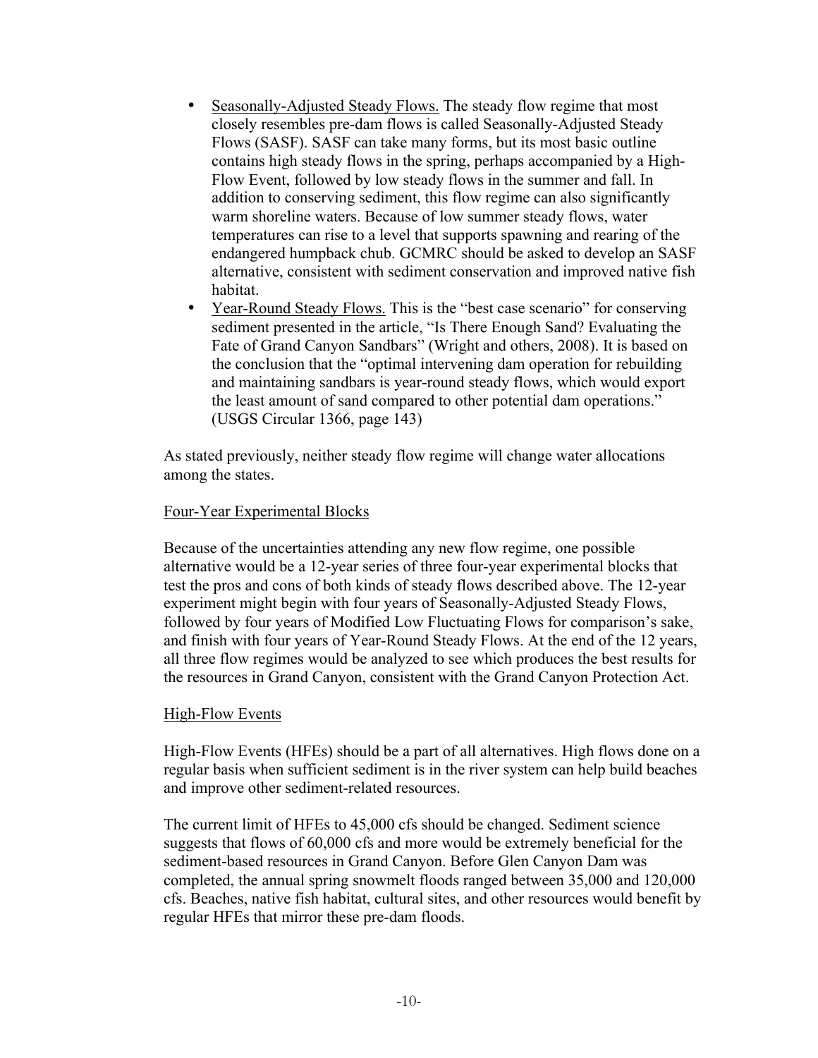- Seasonally-Adjusted Steady Flows. The steady flow regime that most closely resembles pre-dam flows is called Seasonally-Adjusted Steady Flows (SASF). SASF can take many forms, but its most basic outline contains high steady flows in the spring, perhaps accompanied by a High-Flow Event, followed by low steady flows in the summer and fall. In addition to conserving sediment, this flow regime can also significantly warm shoreline waters. Because of low summer steady flows, water temperatures can rise to a level that supports spawning and rearing of the endangered humpback chub. GCMRC should be asked to develop an SASF alternative, consistent with sediment conservation and improved native fish habitat.
- Year-Round Steady Flows. This is the "best case scenario" for conserving sediment presented in the article, "Is There Enough Sand? Evaluating the Fate of Grand Canyon Sandbars" (Wright and others, 2008). It is based on the conclusion that the "optimal intervening dam operation for rebuilding and maintaining sandbars is year-round steady flows, which would export the least amount of sand compared to other potential dam operations." (USGS Circular 1366, page 143)

As stated previously, neither steady flow regime will change water allocations among the states.

### Four-Year Experimental Blocks

Because of the uncertainties attending any new flow regime, one possible alternative would be a 12-year series of three four-year experimental blocks that test the pros and cons of both kinds of steady flows described above. The 12-year experiment might begin with four years of Seasonally-Adjusted Steady Flows, followed by four years of Modified Low Fluctuating Flows for comparison's sake, and finish with four years of Year-Round Steady Flows. At the end of the 12 years, all three flow regimes would be analyzed to see which produces the best results for the resources in Grand Canyon, consistent with the Grand Canyon Protection Act.

### High-Flow Events

High-Flow Events (HFEs) should be a part of all alternatives. High flows done on a regular basis when sufficient sediment is in the river system can help build beaches and improve other sediment-related resources.

The current limit of HFEs to 45,000 cfs should be changed. Sediment science suggests that flows of 60,000 cfs and more would be extremely beneficial for the sediment-based resources in Grand Canyon. Before Glen Canyon Dam was completed, the annual spring snowmelt floods ranged between 35,000 and 120,000 cfs. Beaches, native fish habitat, cultural sites, and other resources would benefit by regular HFEs that mirror these pre-dam floods.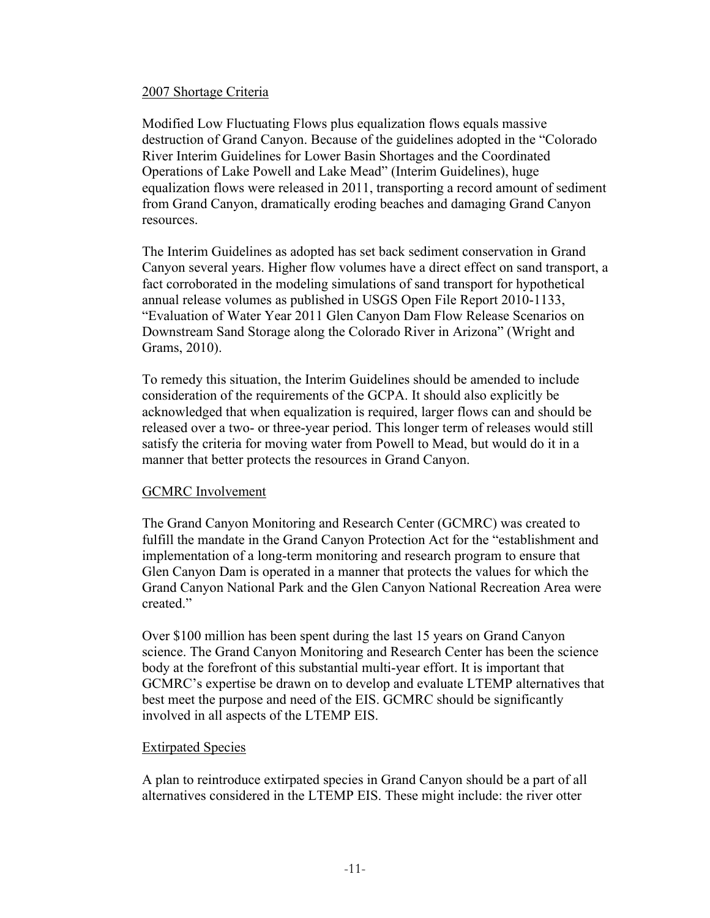<u>2007 Shortage Criteria</u>

Modified Low Fluctuating Flows plus equalization flows equals massive destruction of Grand Canyon. Because of the guidelines adopted in the "Colorado River Interim Guidelines for Lower Basin Shortages and the Coordinated Operations of Lake Powell and Lake Mead" (Interim Guidelines), huge equalization flows were released in 2011, transporting a record amount of sediment from Grand Canyon, dramatically eroding beaches and damaging Grand Canyon resources.

The Interim Guidelines as adopted has set back sediment conservation in Grand Canyon several years. Higher flow volumes have a direct effect on sand transport, a fact corroborated in the modeling simulations of sand transport for hypothetical annual release volumes as published in USGS Open File Report 2010-1133, "Evaluation of Water Year 2011 Glen Canyon Dam Flow Release Scenarios on Downstream Sand Storage along the Colorado River in Arizona" (Wright and Grams, 2010).

To remedy this situation, the Interim Guidelines should be amended to include consideration of the requirements of the GCPA. It should also explicitly be acknowledged that when equalization is required, larger flows can and should be released over a two- or three-year period. This longer term of releases would still satisfy the criteria for moving water from Powell to Mead, but would do it in a manner that better protects the resources in Grand Canyon.

<u>GCMRC Involvement</u>

The Grand Canyon Monitoring and Research Center (GCMRC) was created to fulfill the mandate in the Grand Canyon Protection Act for the "establishment and implementation of a long-term monitoring and research program to ensure that Glen Canyon Dam is operated in a manner that protects the values for which the Grand Canyon National Park and the Glen Canyon National Recreation Area were created."

Over $100 million has been spent during the last 15 years on Grand Canyon science. The Grand Canyon Monitoring and Research Center has been the science body at the forefront of this substantial multi-year effort. It is important that GCMRC's expertise be drawn on to develop and evaluate LTEMP alternatives that best meet the purpose and need of the EIS. GCMRC should be significantly involved in all aspects of the LTEMP EIS.

<u>Extirpated Species</u>

A plan to reintroduce extirpated species in Grand Canyon should be a part of all alternatives considered in the LTEMP EIS. These might include: the river otter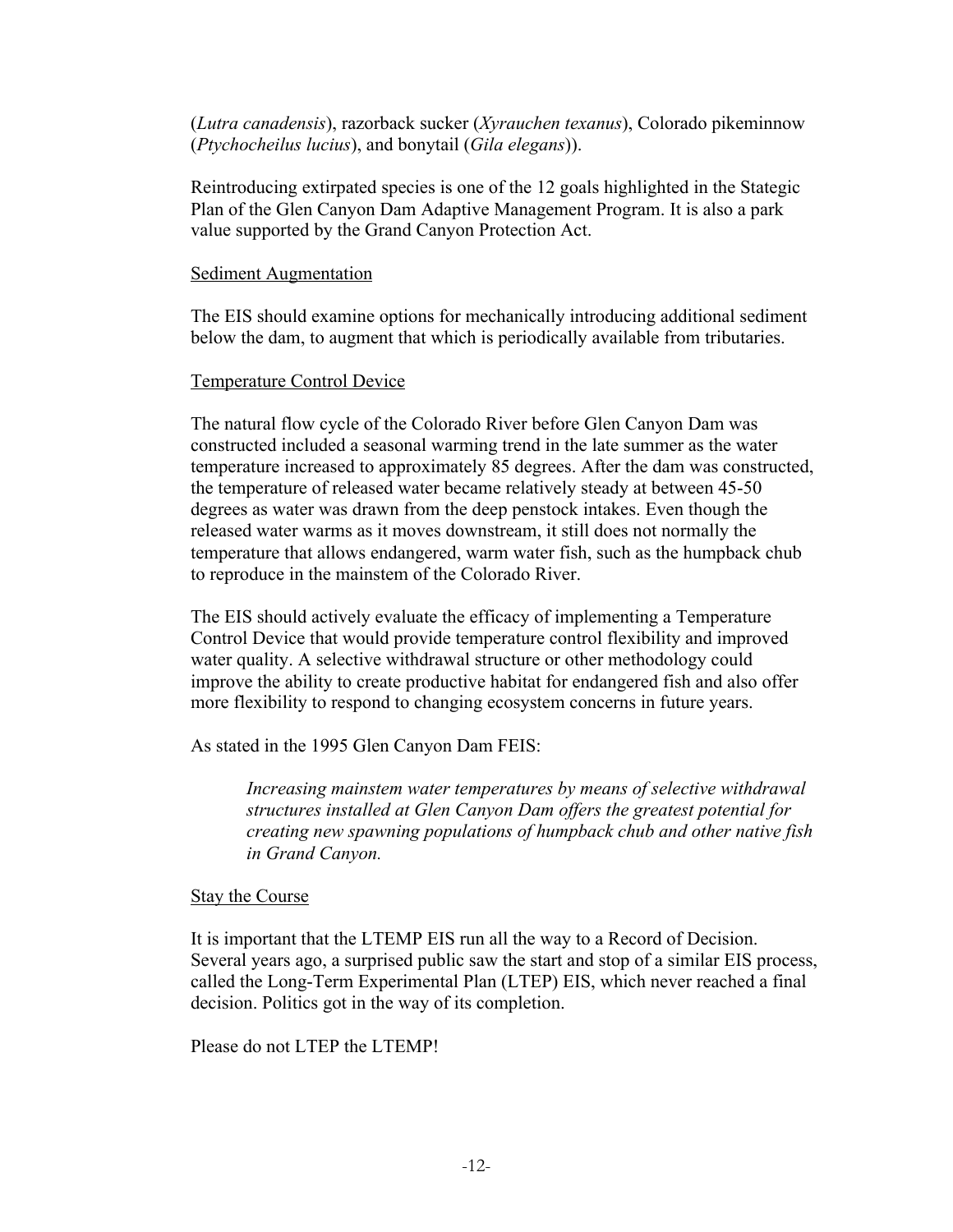(*Lutra canadensis*), razorback sucker (*Xyrauchen texanus*), Colorado pikeminnow (*Ptychocheilus lucius*), and bonytail (*Gila elegans*)).

Reintroducing extirpated species is one of the 12 goals highlighted in the Stategic Plan of the Glen Canyon Dam Adaptive Management Program. It is also a park value supported by the Grand Canyon Protection Act.

<u>Sediment Augmentation</u>

The EIS should examine options for mechanically introducing additional sediment below the dam, to augment that which is periodically available from tributaries.

<u>Temperature Control Device</u>

The natural flow cycle of the Colorado River before Glen Canyon Dam was constructed included a seasonal warming trend in the late summer as the water temperature increased to approximately 85 degrees. After the dam was constructed, the temperature of released water became relatively steady at between 45-50 degrees as water was drawn from the deep penstock intakes. Even though the released water warms as it moves downstream, it still does not normally the temperature that allows endangered, warm water fish, such as the humpback chub to reproduce in the mainstem of the Colorado River.

The EIS should actively evaluate the efficacy of implementing a Temperature Control Device that would provide temperature control flexibility and improved water quality. A selective withdrawal structure or other methodology could improve the ability to create productive habitat for endangered fish and also offer more flexibility to respond to changing ecosystem concerns in future years.

As stated in the 1995 Glen Canyon Dam FEIS:

> *Increasing mainstem water temperatures by means of selective withdrawal structures installed at Glen Canyon Dam offers the greatest potential for creating new spawning populations of humpback chub and other native fish in Grand Canyon.*

<u>Stay the Course</u>

It is important that the LTEMP EIS run all the way to a Record of Decision. Several years ago, a surprised public saw the start and stop of a similar EIS process, called the Long-Term Experimental Plan (LTEP) EIS, which never reached a final decision. Politics got in the way of its completion.

Please do not LTEP the LTEMP!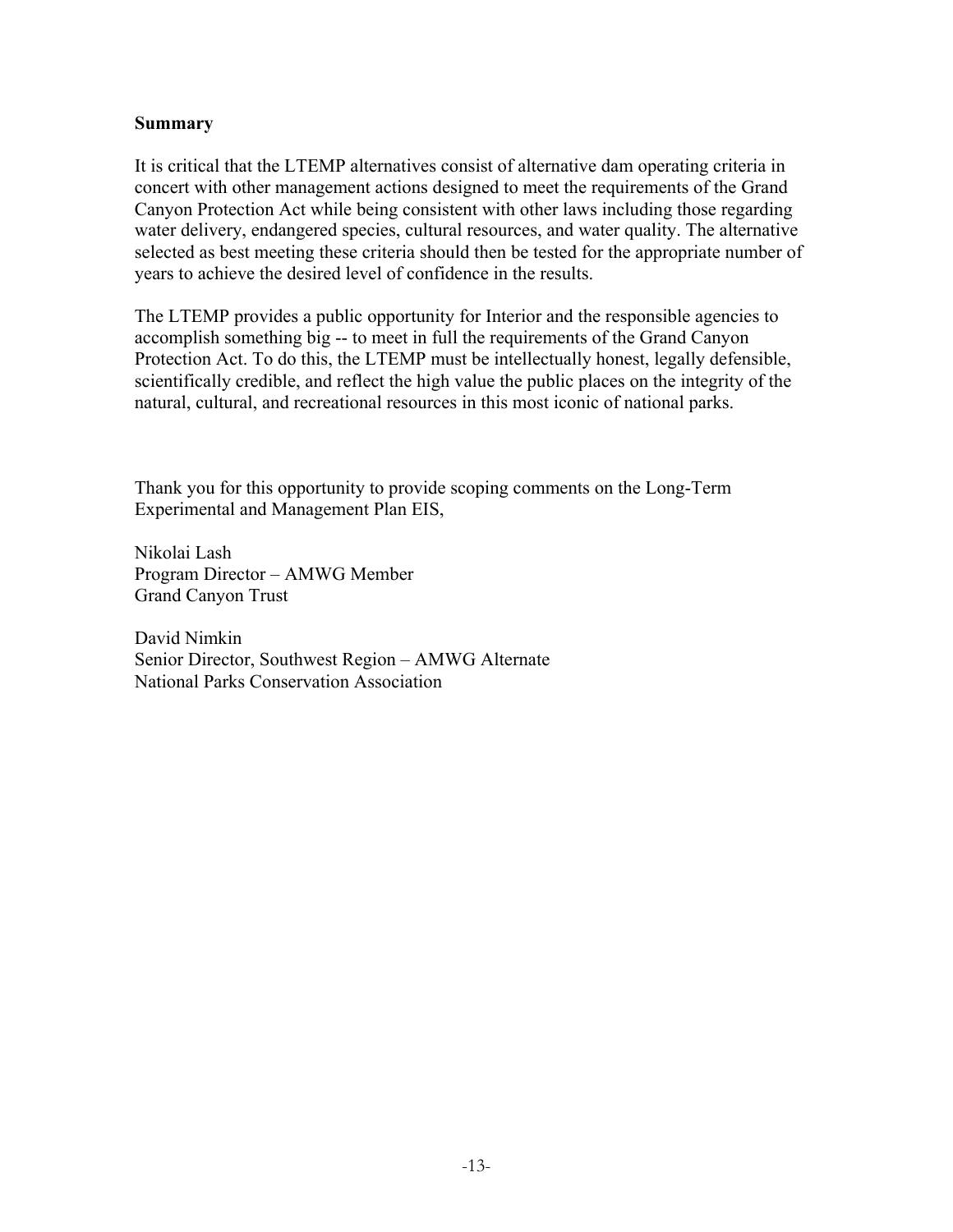**Summary**

It is critical that the LTEMP alternatives consist of alternative dam operating criteria in concert with other management actions designed to meet the requirements of the Grand Canyon Protection Act while being consistent with other laws including those regarding water delivery, endangered species, cultural resources, and water quality. The alternative selected as best meeting these criteria should then be tested for the appropriate number of years to achieve the desired level of confidence in the results.

The LTEMP provides a public opportunity for Interior and the responsible agencies to accomplish something big -- to meet in full the requirements of the Grand Canyon Protection Act. To do this, the LTEMP must be intellectually honest, legally defensible, scientifically credible, and reflect the high value the public places on the integrity of the natural, cultural, and recreational resources in this most iconic of national parks.

Thank you for this opportunity to provide scoping comments on the Long-Term Experimental and Management Plan EIS,

Nikolai Lash
Program Director – AMWG Member
Grand Canyon Trust

David Nimkin
Senior Director, Southwest Region – AMWG Alternate
National Parks Conservation Association